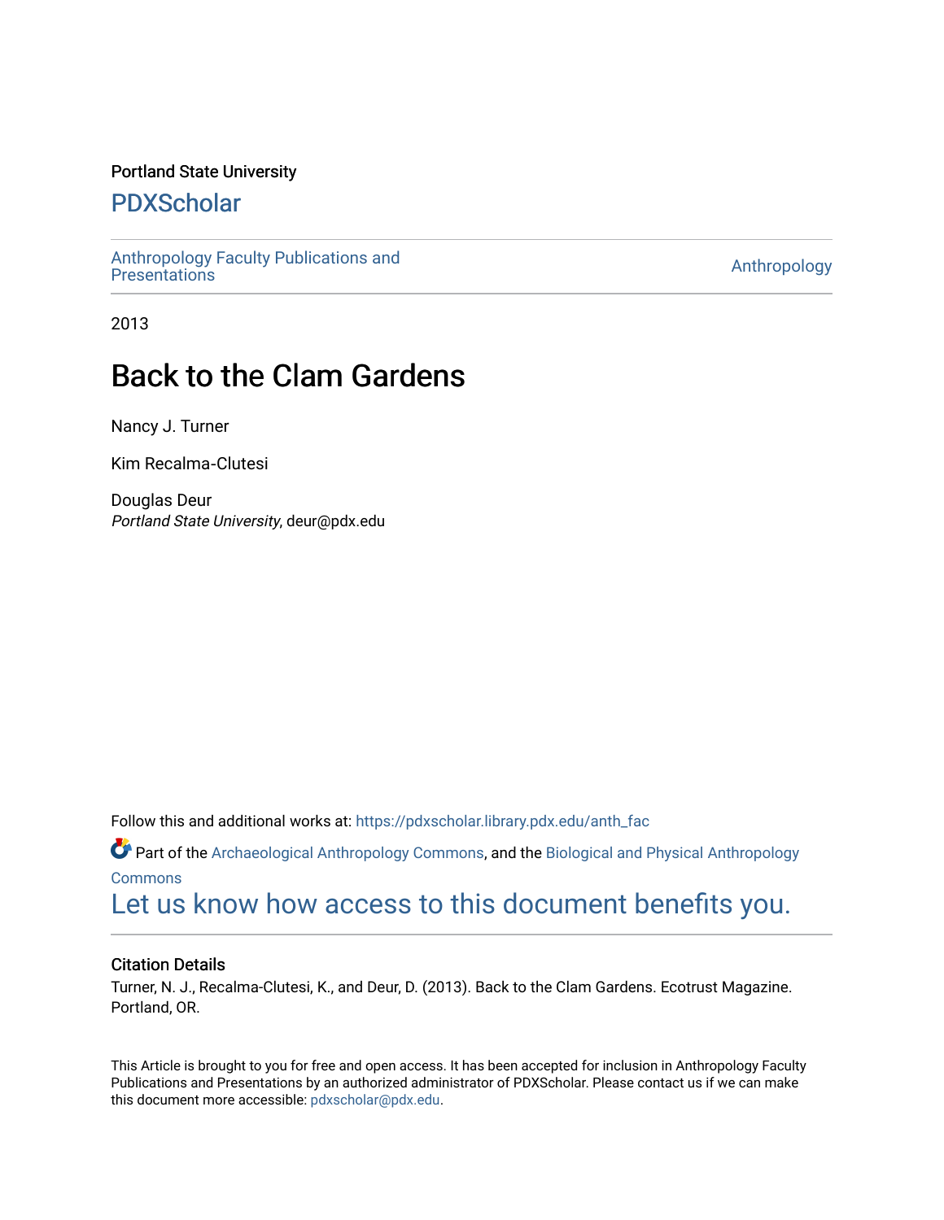Portland State University

# PDXScholar

Anthropology Faculty Publications and Presentations

Anthropology

2013

# Back to the Clam Gardens

Nancy J. Turner

Kim Recalma-Clutesi

Douglas Deur
*Portland State University*, deur@pdx.edu

Follow this and additional works at: https://pdxscholar.library.pdx.edu/anth_fac

Part of the Archaeological Anthropology Commons, and the Biological and Physical Anthropology Commons

Let us know how access to this document benefits you.

### Citation Details

Turner, N. J., Recalma-Clutesi, K., and Deur, D. (2013). Back to the Clam Gardens. Ecotrust Magazine. Portland, OR.

This Article is brought to you for free and open access. It has been accepted for inclusion in Anthropology Faculty Publications and Presentations by an authorized administrator of PDXScholar. Please contact us if we can make this document more accessible: pdxscholar@pdx.edu.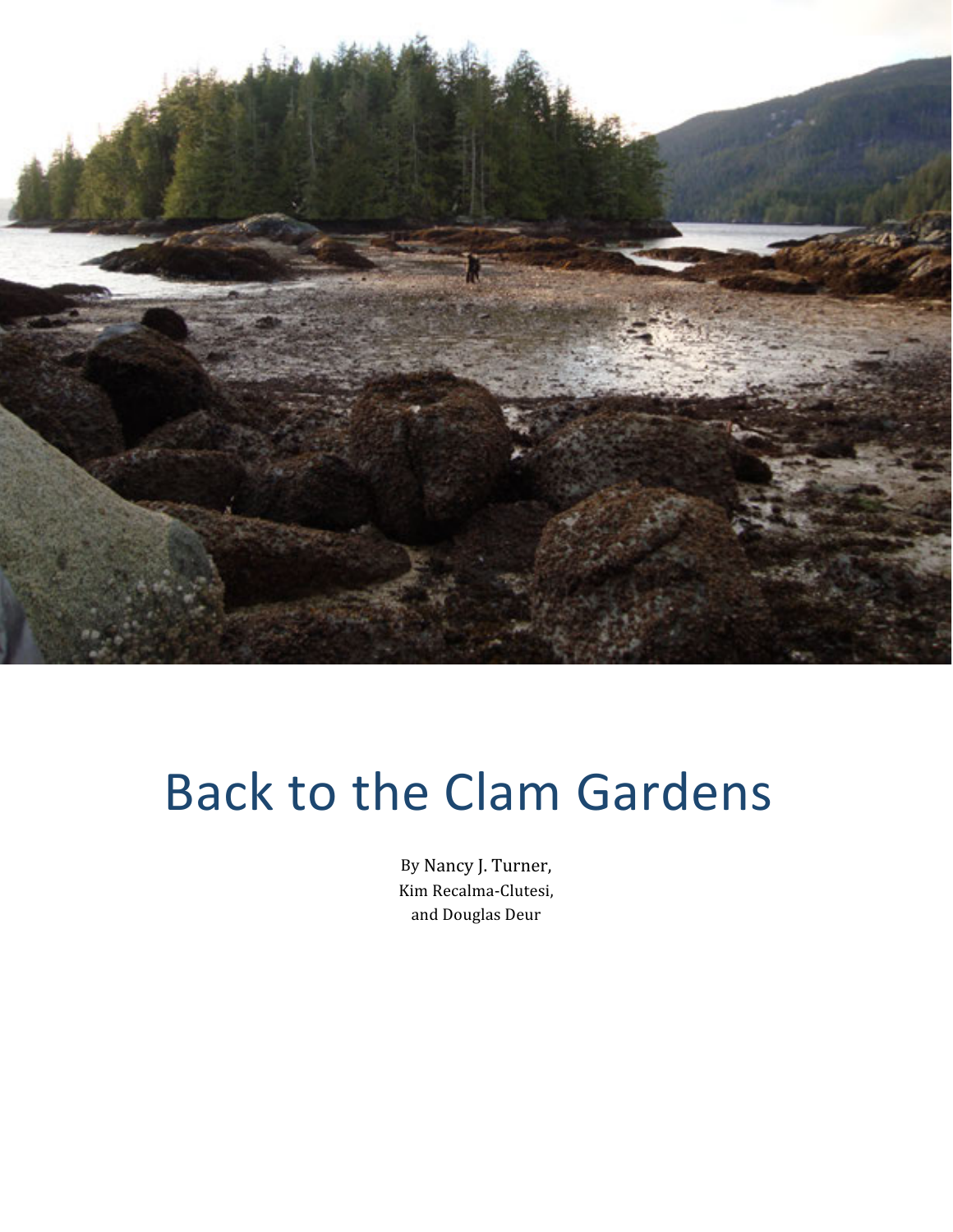# Back to the Clam Gardens

By Nancy J. Turner,
Kim Recalma-Clutesi,
and Douglas Deur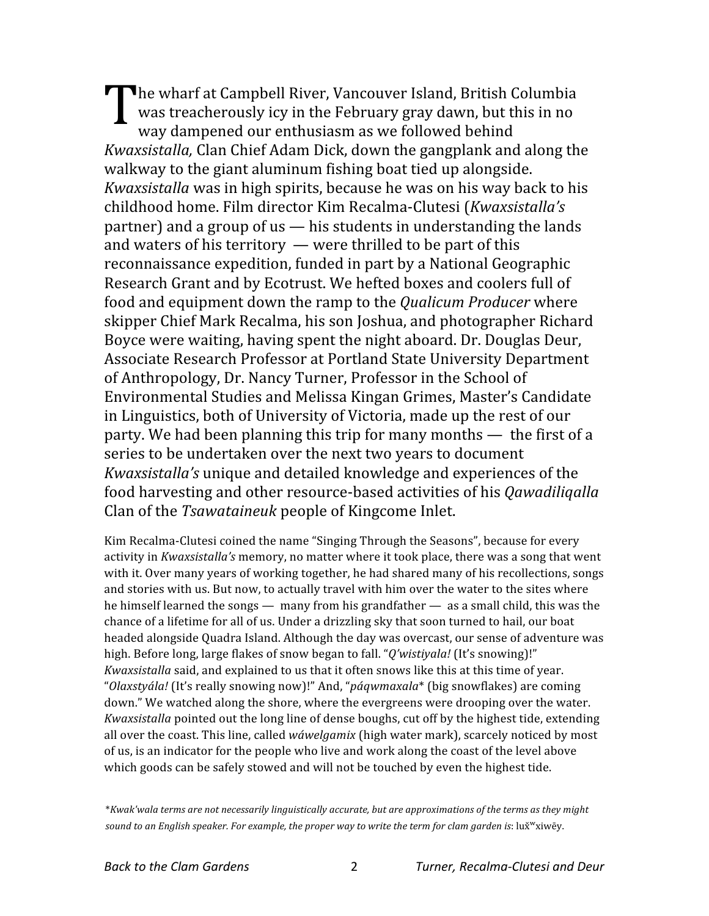The wharf at Campbell River, Vancouver Island, British Columbia was treacherously icy in the February gray dawn, but this in no way dampened our enthusiasm as we followed behind *Kwaxsistalla,* Clan Chief Adam Dick, down the gangplank and along the walkway to the giant aluminum fishing boat tied up alongside. *Kwaxsistalla* was in high spirits, because he was on his way back to his childhood home. Film director Kim Recalma-Clutesi (*Kwaxsistalla's* partner) and a group of us — his students in understanding the lands and waters of his territory — were thrilled to be part of this reconnaissance expedition, funded in part by a National Geographic Research Grant and by Ecotrust. We hefted boxes and coolers full of food and equipment down the ramp to the *Qualicum Producer* where skipper Chief Mark Recalma, his son Joshua, and photographer Richard Boyce were waiting, having spent the night aboard. Dr. Douglas Deur, Associate Research Professor at Portland State University Department of Anthropology, Dr. Nancy Turner, Professor in the School of Environmental Studies and Melissa Kingan Grimes, Master's Candidate in Linguistics, both of University of Victoria, made up the rest of our party. We had been planning this trip for many months — the first of a series to be undertaken over the next two years to document *Kwaxsistalla's* unique and detailed knowledge and experiences of the food harvesting and other resource-based activities of his *Qawadiliqalla* Clan of the *Tsawataineuk* people of Kingcome Inlet.

Kim Recalma-Clutesi coined the name "Singing Through the Seasons", because for every activity in *Kwaxsistalla's* memory, no matter where it took place, there was a song that went with it. Over many years of working together, he had shared many of his recollections, songs and stories with us. But now, to actually travel with him over the water to the sites where he himself learned the songs — many from his grandfather — as a small child, this was the chance of a lifetime for all of us. Under a drizzling sky that soon turned to hail, our boat headed alongside Quadra Island. Although the day was overcast, our sense of adventure was high. Before long, large flakes of snow began to fall. "*Q'wistiyala!* (It's snowing)!" *Kwaxsistalla* said, and explained to us that it often snows like this at this time of year. "*Olaxstyála!* (It's really snowing now)!" And, "*páqwmaxala*\* (big snowflakes) are coming down." We watched along the shore, where the evergreens were drooping over the water. *Kwaxsistalla* pointed out the long line of dense boughs, cut off by the highest tide, extending all over the coast. This line, called *wáwelgamix* (high water mark), scarcely noticed by most of us, is an indicator for the people who live and work along the coast of the level above which goods can be safely stowed and will not be touched by even the highest tide.

*\*Kwak'wala terms are not necessarily linguistically accurate, but are approximations of the terms as they might sound to an English speaker. For example, the proper way to write the term for clam garden is*: luxʷxiwēy.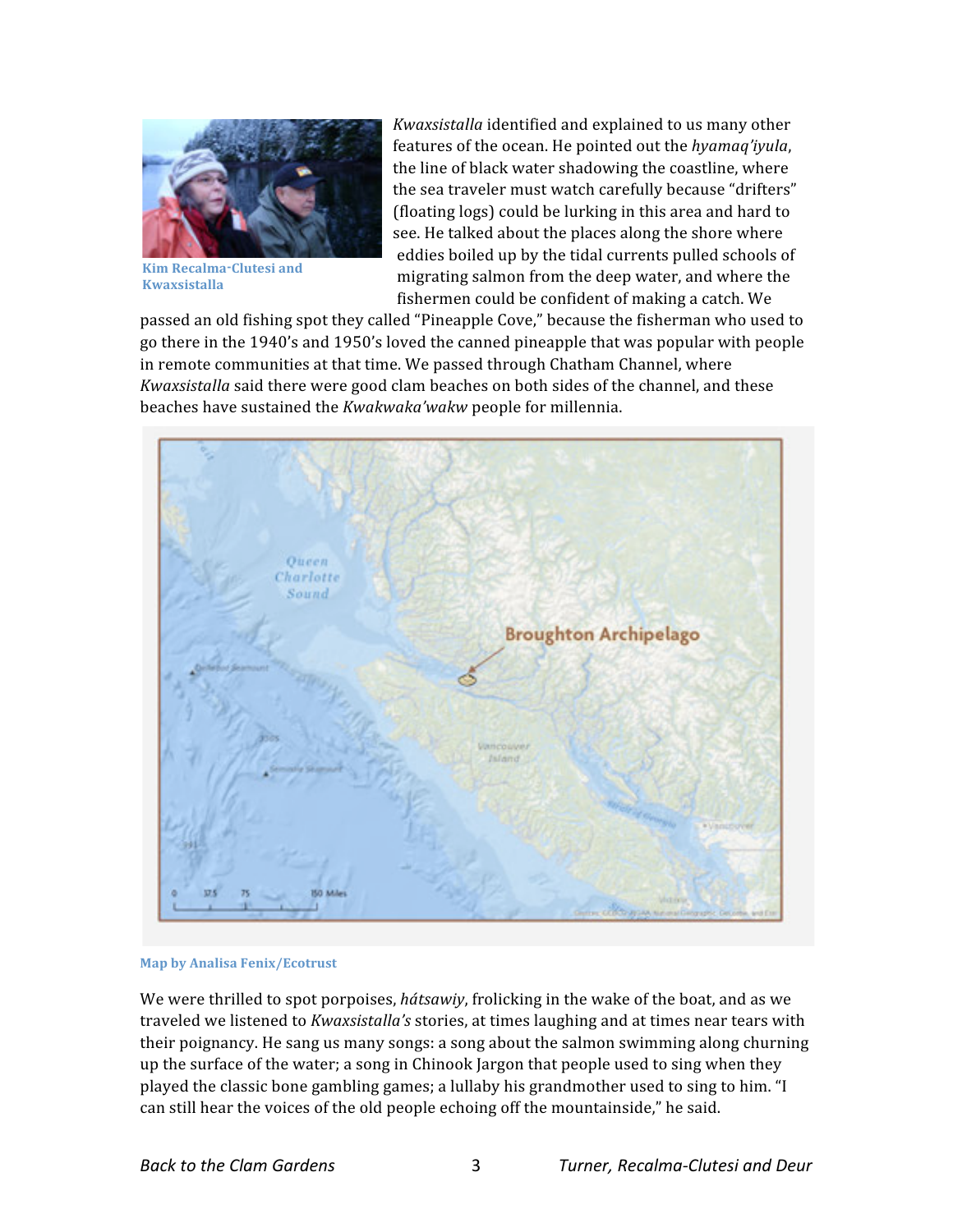Kim Recalma-Clutesi and Kwaxsistalla

*Kwaxsistalla* identified and explained to us many other features of the ocean. He pointed out the *hyamaq'iyula*, the line of black water shadowing the coastline, where the sea traveler must watch carefully because "drifters" (floating logs) could be lurking in this area and hard to see. He talked about the places along the shore where eddies boiled up by the tidal currents pulled schools of migrating salmon from the deep water, and where the fishermen could be confident of making a catch. We passed an old fishing spot they called "Pineapple Cove," because the fisherman who used to go there in the 1940's and 1950's loved the canned pineapple that was popular with people in remote communities at that time. We passed through Chatham Channel, where *Kwaxsistalla* said there were good clam beaches on both sides of the channel, and these beaches have sustained the *Kwakwaka'wakw* people for millennia.

Map by Analisa Fenix/Ecotrust

We were thrilled to spot porpoises, *hátsawiy*, frolicking in the wake of the boat, and as we traveled we listened to *Kwaxsistalla's* stories, at times laughing and at times near tears with their poignancy. He sang us many songs: a song about the salmon swimming along churning up the surface of the water; a song in Chinook Jargon that people used to sing when they played the classic bone gambling games; a lullaby his grandmother used to sing to him. "I can still hear the voices of the old people echoing off the mountainside," he said.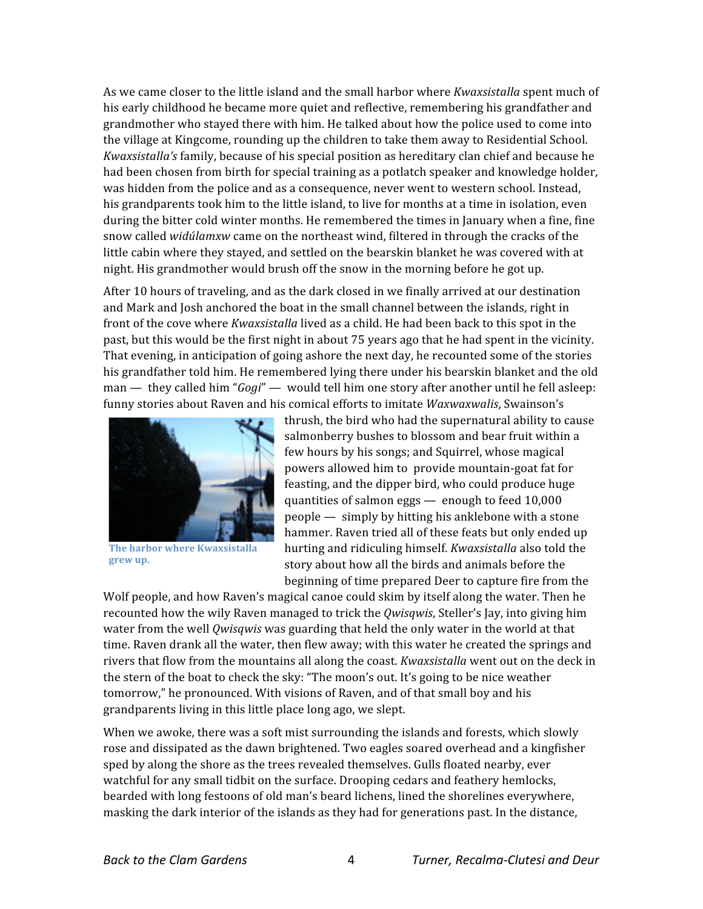As we came closer to the little island and the small harbor where *Kwaxsistalla* spent much of his early childhood he became more quiet and reflective, remembering his grandfather and grandmother who stayed there with him. He talked about how the police used to come into the village at Kingcome, rounding up the children to take them away to Residential School. *Kwaxsistalla's* family, because of his special position as hereditary clan chief and because he had been chosen from birth for special training as a potlatch speaker and knowledge holder, was hidden from the police and as a consequence, never went to western school. Instead, his grandparents took him to the little island, to live for months at a time in isolation, even during the bitter cold winter months. He remembered the times in January when a fine, fine snow called *widúlamxw* came on the northeast wind, filtered in through the cracks of the little cabin where they stayed, and settled on the bearskin blanket he was covered with at night. His grandmother would brush off the snow in the morning before he got up.

After 10 hours of traveling, and as the dark closed in we finally arrived at our destination and Mark and Josh anchored the boat in the small channel between the islands, right in front of the cove where *Kwaxsistalla* lived as a child. He had been back to this spot in the past, but this would be the first night in about 75 years ago that he had spent in the vicinity. That evening, in anticipation of going ashore the next day, he recounted some of the stories his grandfather told him. He remembered lying there under his bearskin blanket and the old man — they called him "*Gogi*" — would tell him one story after another until he fell asleep: funny stories about Raven and his comical efforts to imitate *Waxwaxwalis*, Swainson's thrush, the bird who had the supernatural ability to cause salmonberry bushes to blossom and bear fruit within a few hours by his songs; and Squirrel, whose magical powers allowed him to provide mountain-goat fat for feasting, and the dipper bird, who could produce huge quantities of salmon eggs — enough to feed 10,000 people — simply by hitting his anklebone with a stone hammer. Raven tried all of these feats but only ended up hurting and ridiculing himself. *Kwaxsistalla* also told the story about how all the birds and animals before the beginning of time prepared Deer to capture fire from the Wolf people, and how Raven's magical canoe could skim by itself along the water. Then he recounted how the wily Raven managed to trick the *Qwisqwis*, Steller's Jay, into giving him water from the well *Qwisqwis* was guarding that held the only water in the world at that time. Raven drank all the water, then flew away; with this water he created the springs and rivers that flow from the mountains all along the coast. *Kwaxsistalla* went out on the deck in the stern of the boat to check the sky: "The moon's out. It's going to be nice weather tomorrow," he pronounced. With visions of Raven, and of that small boy and his grandparents living in this little place long ago, we slept.

**The harbor where Kwaxsistalla grew up.**

When we awoke, there was a soft mist surrounding the islands and forests, which slowly rose and dissipated as the dawn brightened. Two eagles soared overhead and a kingfisher sped by along the shore as the trees revealed themselves. Gulls floated nearby, ever watchful for any small tidbit on the surface. Drooping cedars and feathery hemlocks, bearded with long festoons of old man's beard lichens, lined the shorelines everywhere, masking the dark interior of the islands as they had for generations past. In the distance,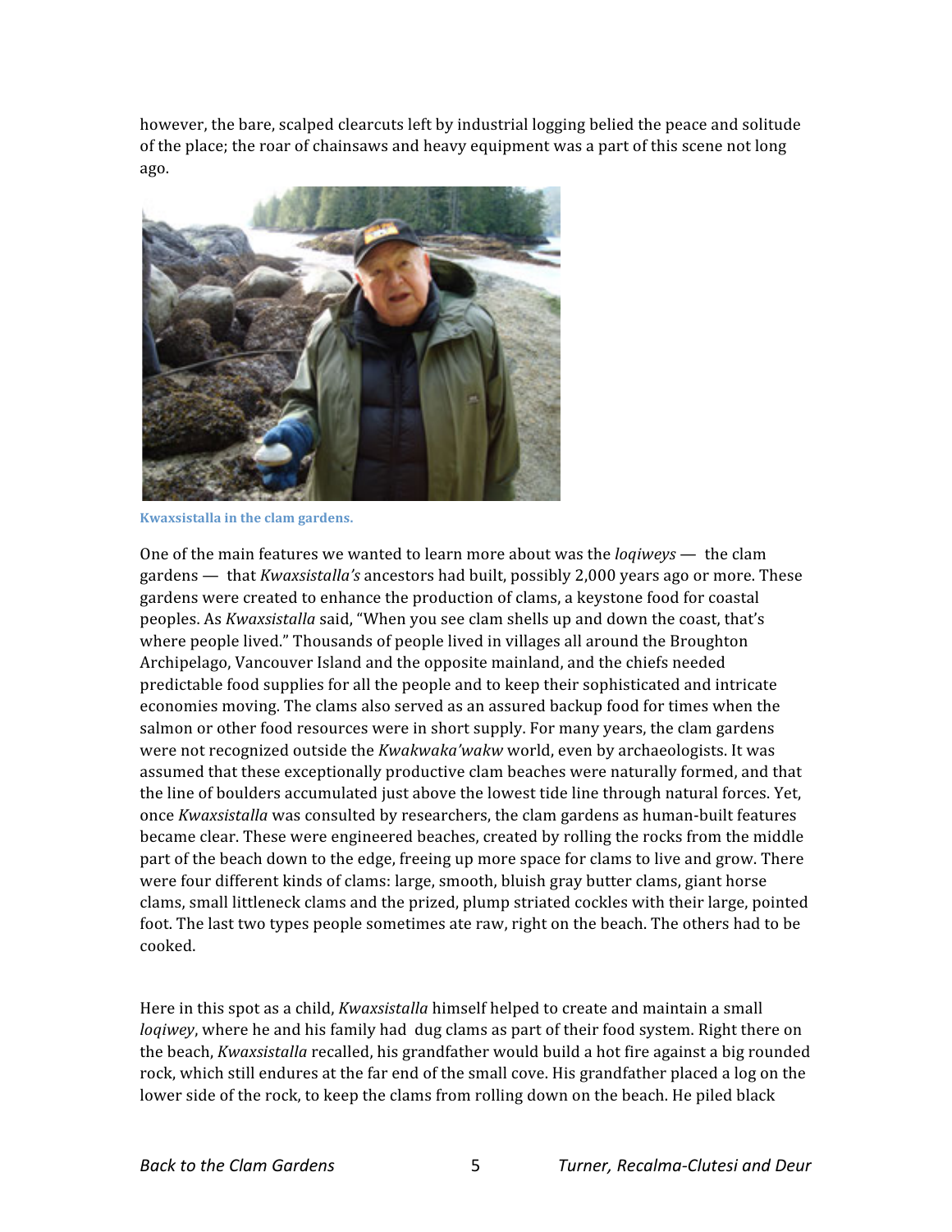however, the bare, scalped clearcuts left by industrial logging belied the peace and solitude of the place; the roar of chainsaws and heavy equipment was a part of this scene not long ago.

**Kwaxsistalla in the clam gardens.**

One of the main features we wanted to learn more about was the *loqiweys* — the clam gardens — that *Kwaxsistalla's* ancestors had built, possibly 2,000 years ago or more. These gardens were created to enhance the production of clams, a keystone food for coastal peoples. As *Kwaxsistalla* said, "When you see clam shells up and down the coast, that's where people lived." Thousands of people lived in villages all around the Broughton Archipelago, Vancouver Island and the opposite mainland, and the chiefs needed predictable food supplies for all the people and to keep their sophisticated and intricate economies moving. The clams also served as an assured backup food for times when the salmon or other food resources were in short supply. For many years, the clam gardens were not recognized outside the *Kwakwaka'wakw* world, even by archaeologists. It was assumed that these exceptionally productive clam beaches were naturally formed, and that the line of boulders accumulated just above the lowest tide line through natural forces. Yet, once *Kwaxsistalla* was consulted by researchers, the clam gardens as human-built features became clear. These were engineered beaches, created by rolling the rocks from the middle part of the beach down to the edge, freeing up more space for clams to live and grow. There were four different kinds of clams: large, smooth, bluish gray butter clams, giant horse clams, small littleneck clams and the prized, plump striated cockles with their large, pointed foot. The last two types people sometimes ate raw, right on the beach. The others had to be cooked.

Here in this spot as a child, *Kwaxsistalla* himself helped to create and maintain a small *loqiwey*, where he and his family had dug clams as part of their food system. Right there on the beach, *Kwaxsistalla* recalled, his grandfather would build a hot fire against a big rounded rock, which still endures at the far end of the small cove. His grandfather placed a log on the lower side of the rock, to keep the clams from rolling down on the beach. He piled black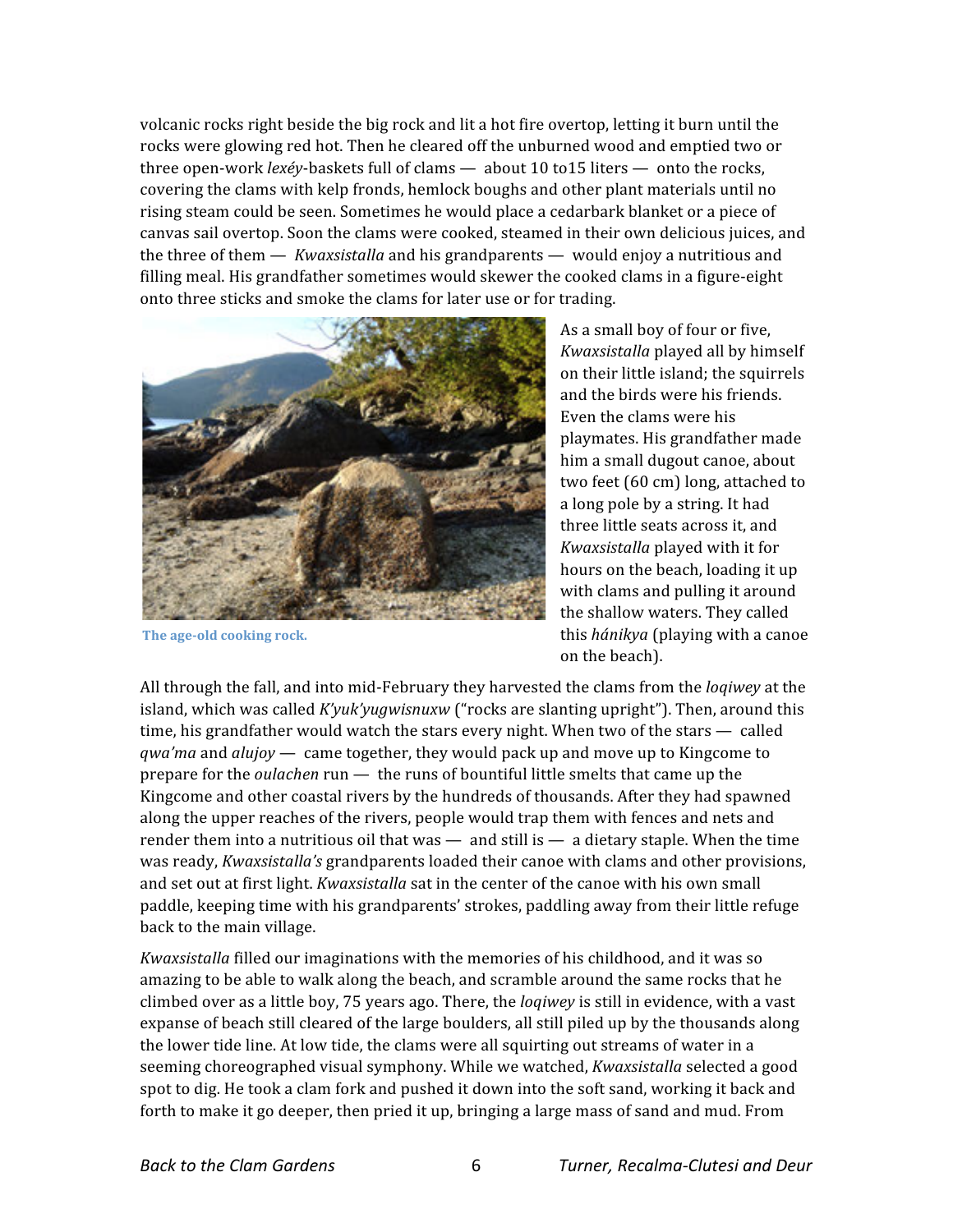volcanic rocks right beside the big rock and lit a hot fire overtop, letting it burn until the rocks were glowing red hot. Then he cleared off the unburned wood and emptied two or three open-work *lexéy*-baskets full of clams — about 10 to15 liters — onto the rocks, covering the clams with kelp fronds, hemlock boughs and other plant materials until no rising steam could be seen. Sometimes he would place a cedarbark blanket or a piece of canvas sail overtop. Soon the clams were cooked, steamed in their own delicious juices, and the three of them — *Kwaxsistalla* and his grandparents — would enjoy a nutritious and filling meal. His grandfather sometimes would skewer the cooked clams in a figure-eight onto three sticks and smoke the clams for later use or for trading.

The age-old cooking rock.

As a small boy of four or five, *Kwaxsistalla* played all by himself on their little island; the squirrels and the birds were his friends. Even the clams were his playmates. His grandfather made him a small dugout canoe, about two feet (60 cm) long, attached to a long pole by a string. It had three little seats across it, and *Kwaxsistalla* played with it for hours on the beach, loading it up with clams and pulling it around the shallow waters. They called this *hánikya* (playing with a canoe on the beach).

All through the fall, and into mid-February they harvested the clams from the *loqiwey* at the island, which was called *K'yuk'yugwisnuxw* ("rocks are slanting upright"). Then, around this time, his grandfather would watch the stars every night. When two of the stars — called *qwa'ma* and *alujoy* — came together, they would pack up and move up to Kingcome to prepare for the *oulachen* run — the runs of bountiful little smelts that came up the Kingcome and other coastal rivers by the hundreds of thousands. After they had spawned along the upper reaches of the rivers, people would trap them with fences and nets and render them into a nutritious oil that was — and still is — a dietary staple. When the time was ready, *Kwaxsistalla's* grandparents loaded their canoe with clams and other provisions, and set out at first light. *Kwaxsistalla* sat in the center of the canoe with his own small paddle, keeping time with his grandparents' strokes, paddling away from their little refuge back to the main village.

*Kwaxsistalla* filled our imaginations with the memories of his childhood, and it was so amazing to be able to walk along the beach, and scramble around the same rocks that he climbed over as a little boy, 75 years ago. There, the *loqiwey* is still in evidence, with a vast expanse of beach still cleared of the large boulders, all still piled up by the thousands along the lower tide line. At low tide, the clams were all squirting out streams of water in a seeming choreographed visual symphony. While we watched, *Kwaxsistalla* selected a good spot to dig. He took a clam fork and pushed it down into the soft sand, working it back and forth to make it go deeper, then pried it up, bringing a large mass of sand and mud. From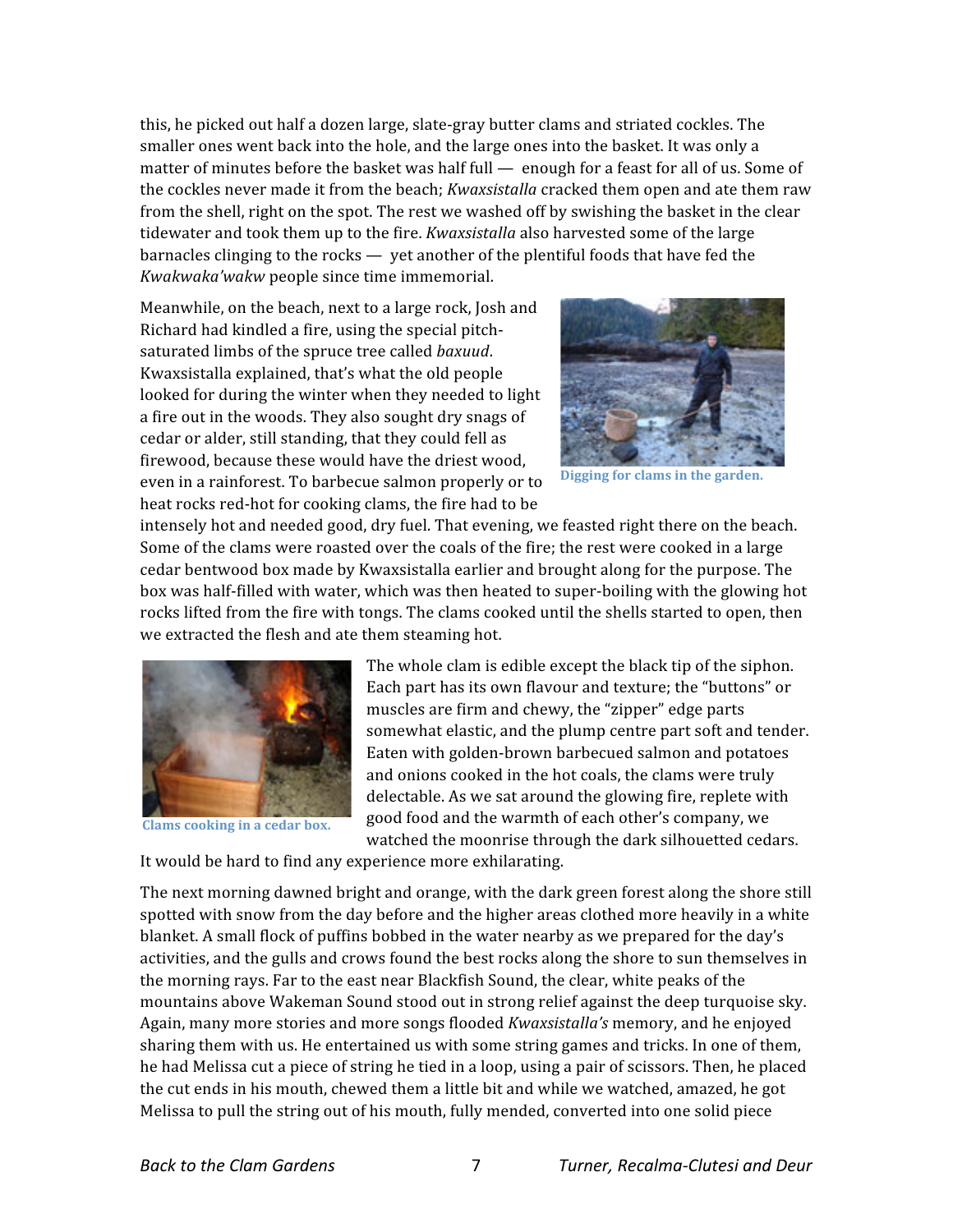this, he picked out half a dozen large, slate-gray butter clams and striated cockles. The smaller ones went back into the hole, and the large ones into the basket. It was only a matter of minutes before the basket was half full — enough for a feast for all of us. Some of the cockles never made it from the beach; *Kwaxsistalla* cracked them open and ate them raw from the shell, right on the spot. The rest we washed off by swishing the basket in the clear tidewater and took them up to the fire. *Kwaxsistalla* also harvested some of the large barnacles clinging to the rocks — yet another of the plentiful foods that have fed the *Kwakwaka'wakw* people since time immemorial.

Meanwhile, on the beach, next to a large rock, Josh and Richard had kindled a fire, using the special pitch-saturated limbs of the spruce tree called *baxuud*. Kwaxsistalla explained, that's what the old people looked for during the winter when they needed to light a fire out in the woods. They also sought dry snags of cedar or alder, still standing, that they could fell as firewood, because these would have the driest wood, even in a rainforest. To barbecue salmon properly or to heat rocks red-hot for cooking clams, the fire had to be intensely hot and needed good, dry fuel. That evening, we feasted right there on the beach. Some of the clams were roasted over the coals of the fire; the rest were cooked in a large cedar bentwood box made by Kwaxsistalla earlier and brought along for the purpose. The box was half-filled with water, which was then heated to super-boiling with the glowing hot rocks lifted from the fire with tongs. The clams cooked until the shells started to open, then we extracted the flesh and ate them steaming hot.

**Digging for clams in the garden.**

**Clams cooking in a cedar box.**

The whole clam is edible except the black tip of the siphon. Each part has its own flavour and texture; the "buttons" or muscles are firm and chewy, the "zipper" edge parts somewhat elastic, and the plump centre part soft and tender. Eaten with golden-brown barbecued salmon and potatoes and onions cooked in the hot coals, the clams were truly delectable. As we sat around the glowing fire, replete with good food and the warmth of each other's company, we watched the moonrise through the dark silhouetted cedars. It would be hard to find any experience more exhilarating.

The next morning dawned bright and orange, with the dark green forest along the shore still spotted with snow from the day before and the higher areas clothed more heavily in a white blanket. A small flock of puffins bobbed in the water nearby as we prepared for the day's activities, and the gulls and crows found the best rocks along the shore to sun themselves in the morning rays. Far to the east near Blackfish Sound, the clear, white peaks of the mountains above Wakeman Sound stood out in strong relief against the deep turquoise sky. Again, many more stories and more songs flooded *Kwaxsistalla's* memory, and he enjoyed sharing them with us. He entertained us with some string games and tricks. In one of them, he had Melissa cut a piece of string he tied in a loop, using a pair of scissors. Then, he placed the cut ends in his mouth, chewed them a little bit and while we watched, amazed, he got Melissa to pull the string out of his mouth, fully mended, converted into one solid piece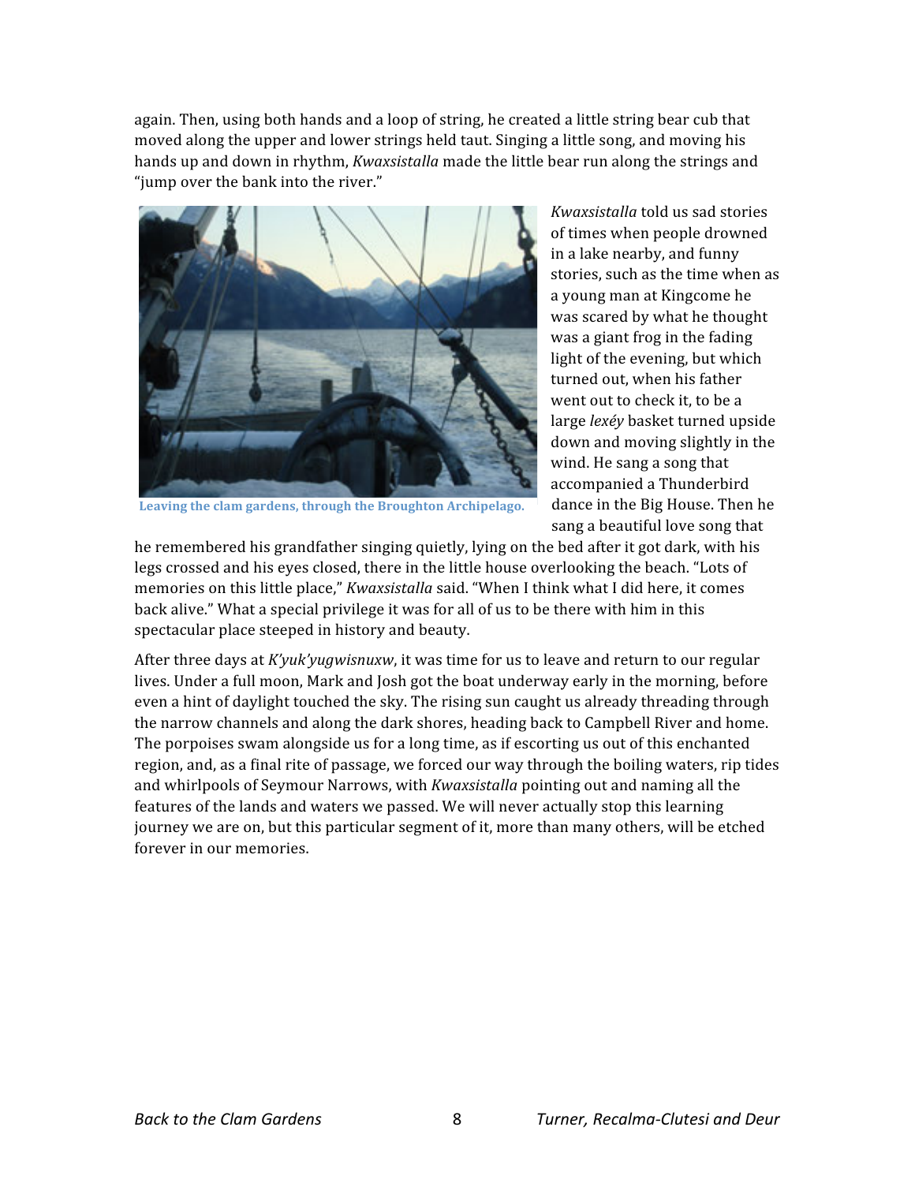again. Then, using both hands and a loop of string, he created a little string bear cub that moved along the upper and lower strings held taut. Singing a little song, and moving his hands up and down in rhythm, *Kwaxsistalla* made the little bear run along the strings and "jump over the bank into the river."

**Leaving the clam gardens, through the Broughton Archipelago.**

*Kwaxsistalla* told us sad stories of times when people drowned in a lake nearby, and funny stories, such as the time when as a young man at Kingcome he was scared by what he thought was a giant frog in the fading light of the evening, but which turned out, when his father went out to check it, to be a large *lexéy* basket turned upside down and moving slightly in the wind. He sang a song that accompanied a Thunderbird dance in the Big House. Then he sang a beautiful love song that he remembered his grandfather singing quietly, lying on the bed after it got dark, with his legs crossed and his eyes closed, there in the little house overlooking the beach. "Lots of memories on this little place," *Kwaxsistalla* said. "When I think what I did here, it comes back alive." What a special privilege it was for all of us to be there with him in this spectacular place steeped in history and beauty.

After three days at *K'yuk'yugwisnuxw*, it was time for us to leave and return to our regular lives. Under a full moon, Mark and Josh got the boat underway early in the morning, before even a hint of daylight touched the sky. The rising sun caught us already threading through the narrow channels and along the dark shores, heading back to Campbell River and home. The porpoises swam alongside us for a long time, as if escorting us out of this enchanted region, and, as a final rite of passage, we forced our way through the boiling waters, rip tides and whirlpools of Seymour Narrows, with *Kwaxsistalla* pointing out and naming all the features of the lands and waters we passed. We will never actually stop this learning journey we are on, but this particular segment of it, more than many others, will be etched forever in our memories.